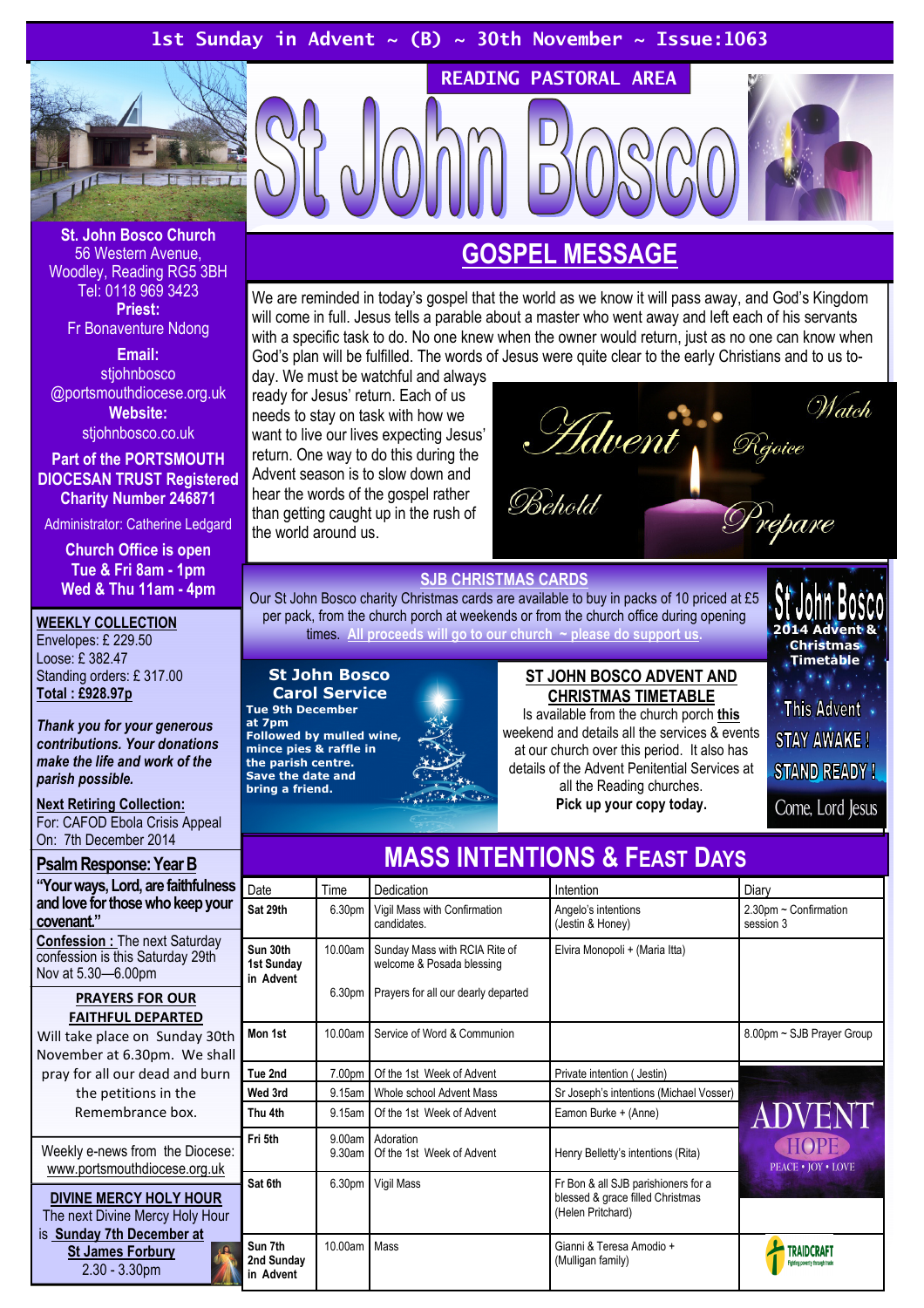1st Sunday in Advent ~ (B) ~ 30th November ~ Issue:1063

READING PASTORAL AREA

# St John Bosco

**St. John Bosco Church**
56 Western Avenue, Woodley, Reading RG5 3BH
Tel: 0118 969 3423

**Priest:**
Fr Bonaventure Ndong

**Email:**
stjohnbosco @portsmouthdiocese.org.uk

**Website:**
stjohnbosco.co.uk

**Part of the PORTSMOUTH DIOCESAN TRUST Registered Charity Number 246871**

Administrator: Catherine Ledgard

**Church Office is open**
**Tue & Fri 8am - 1pm**
**Wed & Thu 11am - 4pm**

## GOSPEL MESSAGE

We are reminded in today's gospel that the world as we know it will pass away, and God's Kingdom will come in full. Jesus tells a parable about a master who went away and left each of his servants with a specific task to do. No one knew when the owner would return, just as no one can know when God's plan will be fulfilled. The words of Jesus were quite clear to the early Christians and to us today. We must be watchful and always ready for Jesus' return. Each of us needs to stay on task with how we want to live our lives expecting Jesus' return. One way to do this during the Advent season is to slow down and hear the words of the gospel rather than getting caught up in the rush of the world around us.

Advent — Watch — Rejoice — Behold — Prepare

**WEEKLY COLLECTION**
Envelopes: £ 229.50
Loose: £ 382.47
Standing orders: £ 317.00
**Total : £928.97p**

***Thank you for your generous contributions. Your donations make the life and work of the parish possible.***

**Next Retiring Collection:**
For: CAFOD Ebola Crisis Appeal
On: 7th December 2014

**Psalm Response: Year B**
**"Your ways, Lord, are faithfulness and love for those who keep your covenant."**

**Confession :** The next Saturday confession is this Saturday 29th Nov at 5.30—6.00pm

**PRAYERS FOR OUR FAITHFUL DEPARTED**
Will take place on Sunday 30th November at 6.30pm. We shall pray for all our dead and burn the petitions in the Remembrance box.

Weekly e-news from the Diocese: www.portsmouthdiocese.org.uk

**DIVINE MERCY HOLY HOUR**
The next Divine Mercy Holy Hour is **Sunday 7th December at St James Forbury**
2.30 - 3.30pm

### SJB CHRISTMAS CARDS

Our St John Bosco charity Christmas cards are available to buy in packs of 10 priced at £5 per pack, from the church porch at weekends or from the church office during opening times. **All proceeds will go to our church ~ please do support us.**

**St John Bosco Carol Service**
**Tue 9th December at 7pm**
**Followed by mulled wine, mince pies & raffle in the parish centre.**
**Save the date and bring a friend.**

### ST JOHN BOSCO ADVENT AND CHRISTMAS TIMETABLE

Is available from the church porch **this** weekend and details all the services & events at our church over this period. It also has details of the Advent Penitential Services at all the Reading churches.
**Pick up your copy today.**

St John Bosco 2014 Advent & Christmas Timetable — This Advent STAY AWAKE ! STAND READY ! Come, Lord Jesus

## MASS INTENTIONS & FEAST DAYS

| Date | Time | Dedication | Intention | Diary |
|---|---|---|---|---|
| **Sat 29th** | 6.30pm | Vigil Mass with Confirmation candidates. | Angelo's intentions (Jestin & Honey) | 2.30pm ~ Confirmation session 3 |
| **Sun 30th 1st Sunday in Advent** | 10.00am<br>6.30pm | Sunday Mass with RCIA Rite of welcome & Posada blessing<br>Prayers for all our dearly departed | Elvira Monopoli + (Maria Itta) | |
| **Mon 1st** | 10.00am | Service of Word & Communion | | 8.00pm ~ SJB Prayer Group |
| **Tue 2nd** | 7.00pm | Of the 1st Week of Advent | Private intention ( Jestin) | |
| **Wed 3rd** | 9.15am | Whole school Advent Mass | Sr Joseph's intentions (Michael Vosser) | |
| **Thu 4th** | 9.15am | Of the 1st Week of Advent | Eamon Burke + (Anne) | |
| **Fri 5th** | 9.00am<br>9.30am | Adoration<br>Of the 1st Week of Advent | Henry Belletty's intentions (Rita) | |
| **Sat 6th** | 6.30pm | Vigil Mass | Fr Bon & all SJB parishioners for a blessed & grace filled Christmas (Helen Pritchard) | |
| **Sun 7th 2nd Sunday in Advent** | 10.00am | Mass | Gianni & Teresa Amodio + (Mulligan family) | |

ADVENT HOPE — PEACE • JOY • LOVE

TRAIDCRAFT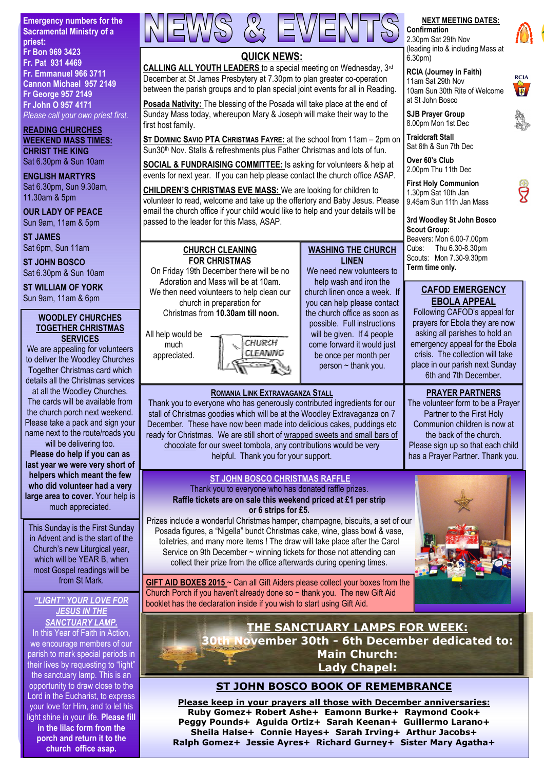**Emergency numbers for the Sacramental Ministry of a priest:**
**Fr Bon 969 3423**
**Fr. Pat 931 4469**
**Fr. Emmanuel 966 3711**
**Cannon Michael 957 2149**
**Fr George 957 2149**
**Fr John O 957 4171**
*Please call your own priest first.*

**READING CHURCHES WEEKEND MASS TIMES:**

**CHRIST THE KING**
Sat 6.30pm & Sun 10am

**ENGLISH MARTYRS**
Sat 6.30pm, Sun 9.30am, 11.30am & 5pm

**OUR LADY OF PEACE**
Sun 9am, 11am & 5pm

**ST JAMES**
Sat 6pm, Sun 11am

**ST JOHN BOSCO**
Sat 6.30pm & Sun 10am

**ST WILLIAM OF YORK**
Sun 9am, 11am & 6pm

**WOODLEY CHURCHES TOGETHER CHRISTMAS SERVICES**

We are appealing for volunteers to deliver the Woodley Churches Together Christmas card which details all the Christmas services at all the Woodley Churches. The cards will be available from the church porch next weekend. Please take a pack and sign your name next to the route/roads you will be delivering too. **Please do help if you can as last year we were very short of helpers which meant the few who did volunteer had a very large area to cover.** Your help is much appreciated.

This Sunday is the First Sunday in Advent and is the start of the Church's new Liturgical year, which will be YEAR B, when most Gospel readings will be from St Mark.

***"LIGHT" YOUR LOVE FOR JESUS IN THE SANCTUARY LAMP.***

In this Year of Faith in Action, we encourage members of our parish to mark special periods in their lives by requesting to "light" the sanctuary lamp. This is an opportunity to draw close to the Lord in the Eucharist, to express your love for Him, and to let his light shine in your life. **Please fill in the lilac form from the porch and return it to the church office asap.**

# NEWS & EVENTS

## QUICK NEWS:

**CALLING ALL YOUTH LEADERS** to a special meeting on Wednesday, 3rd December at St James Presbytery at 7.30pm to plan greater co-operation between the parish groups and to plan special joint events for all in Reading.

**Posada Nativity:** The blessing of the Posada will take place at the end of Sunday Mass today, whereupon Mary & Joseph will make their way to the first host family.

**ST DOMINIC SAVIO PTA CHRISTMAS FAYRE:** at the school from 11am – 2pm on Sun30th Nov. Stalls & refreshments plus Father Christmas and lots of fun.

**SOCIAL & FUNDRAISING COMMITTEE:** Is asking for volunteers & help at events for next year. If you can help please contact the church office ASAP.

**CHILDREN'S CHRISTMAS EVE MASS:** We are looking for children to volunteer to read, welcome and take up the offertory and Baby Jesus. Please email the church office if your child would like to help and your details will be passed to the leader for this Mass, ASAP.

**CHURCH CLEANING FOR CHRISTMAS**

On Friday 19th December there will be no Adoration and Mass will be at 10am. We then need volunteers to help clean our church in preparation for Christmas from **10.30am till noon.**

All help would be much appreciated.

**WASHING THE CHURCH LINEN**

We need new volunteers to help wash and iron the church linen once a week. If you can help please contact the church office as soon as possible. Full instructions will be given. If 4 people come forward it would just be once per month per person ~ thank you.

**ROMANIA LINK EXTRAVAGANZA STALL**

Thank you to everyone who has generously contributed ingredients for our stall of Christmas goodies which will be at the Woodley Extravaganza on 7 December. These have now been made into delicious cakes, puddings etc ready for Christmas. We are still short of wrapped sweets and small bars of chocolate for our sweet tombola, any contributions would be very helpful. Thank you for your support.

**ST JOHN BOSCO CHRISTMAS RAFFLE**

Thank you to everyone who has donated raffle prizes.
**Raffle tickets are on sale this weekend priced at £1 per strip or 6 strips for £5.**
Prizes include a wonderful Christmas hamper, champagne, biscuits, a set of our Posada figures, a "Nigella" bundt Christmas cake, wine, glass bowl & vase, toiletries, and many more items ! The draw will take place after the Carol Service on 9th December ~ winning tickets for those not attending can collect their prize from the office afterwards during opening times.

**GIFT AID BOXES 2015** ~ Can all Gift Aiders please collect your boxes from the Church Porch if you haven't already done so ~ thank you. The new Gift Aid booklet has the declaration inside if you wish to start using Gift Aid.

**NEXT MEETING DATES:**

**Confirmation**
2.30pm Sat 29th Nov (leading into & including Mass at 6.30pm)

**RCIA (Journey in Faith)**
11am Sat 29th Nov
10am Sun 30th Rite of Welcome at St John Bosco

**SJB Prayer Group**
8.00pm Mon 1st Dec

**Traidcraft Stall**
Sat 6th & Sun 7th Dec

**Over 60's Club**
2.00pm Thu 11th Dec

**First Holy Communion**
1.30pm Sat 10th Jan
9.45am Sun 11th Jan Mass

**3rd Woodley St John Bosco Scout Group:**
Beavers: Mon 6.00-7.00pm
Cubs: Thu 6.30-8.30pm
Scouts: Mon 7.30-9.30pm
**Term time only.**

**CAFOD EMERGENCY EBOLA APPEAL**

Following CAFOD's appeal for prayers for Ebola they are now asking all parishes to hold an emergency appeal for the Ebola crisis. The collection will take place in our parish next Sunday 6th and 7th December.

**PRAYER PARTNERS**

The volunteer form to be a Prayer Partner to the First Holy Communion children is now at the back of the church. Please sign up so that each child has a Prayer Partner. Thank you.

## THE SANCTUARY LAMPS FOR WEEK:

**30th November 30th - 6th December dedicated to:**
**Main Church:**
**Lady Chapel:**

## ST JOHN BOSCO BOOK OF REMEMBRANCE

**Please keep in your prayers all those with December anniversaries:**

**Ruby Gomez+ Robert Ashe+ Eamonn Burke+ Raymond Cook+ Peggy Pounds+ Aguida Ortiz+ Sarah Keenan+ Guillermo Larano+ Sheila Halse+ Connie Hayes+ Sarah Irving+ Arthur Jacobs+ Ralph Gomez+ Jessie Ayres+ Richard Gurney+ Sister Mary Agatha+**